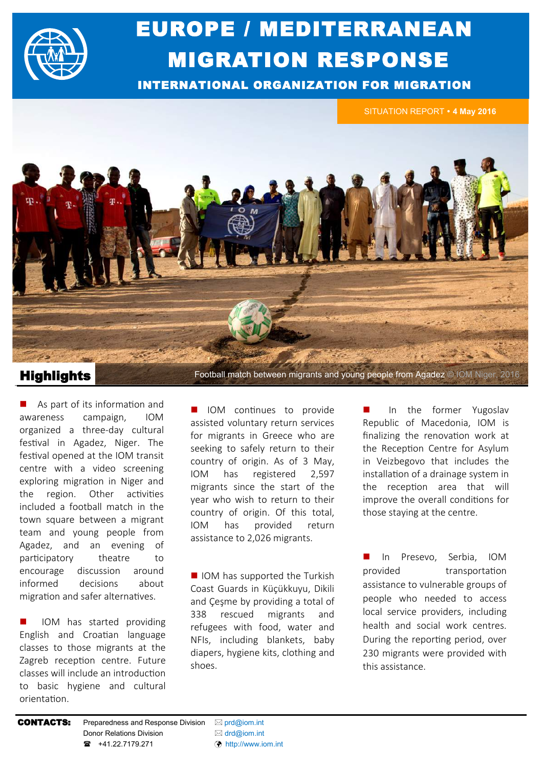# EUROPE / MEDITERRANEAN MIGRATION RESPONSE

## INTERNATIONAL ORGANIZATION FOR MIGRATION

SITUATION REPORT • **4 May 2016**

Football match between migrants and young people from Agadez © IOM Niger, 2016

## Highlights

- As part of its information and awareness campaign, IOM organized a three-day cultural festival in Agadez, Niger. The festival opened at the IOM transit centre with a video screening exploring migration in Niger and the region. Other activities included a football match in the town square between a migrant team and young people from Agadez, and an evening of participatory theatre to encourage discussion around informed decisions about migration and safer alternatives.

- IOM has started providing English and Croatian language classes to those migrants at the Zagreb reception centre. Future classes will include an introduction to basic hygiene and cultural orientation.

- IOM continues to provide assisted voluntary return services for migrants in Greece who are seeking to safely return to their country of origin. As of 3 May, IOM has registered 2,597 migrants since the start of the year who wish to return to their country of origin. Of this total, IOM has provided return assistance to 2,026 migrants.

- IOM has supported the Turkish Coast Guards in Küçükkuyu, Dikili and Çeşme by providing a total of 338 rescued migrants and refugees with food, water and NFIs, including blankets, baby diapers, hygiene kits, clothing and shoes.

- In the former Yugoslav Republic of Macedonia, IOM is finalizing the renovation work at the Reception Centre for Asylum in Veizbegovo that includes the installation of a drainage system in the reception area that will improve the overall conditions for those staying at the centre.

- In Presevo, Serbia, IOM provided transportation assistance to vulnerable groups of people who needed to access local service providers, including health and social work centres. During the reporting period, over 230 migrants were provided with this assistance.

**CONTACTS:**

Preparedness and Response Division — prd@iom.int
Donor Relations Division — drd@iom.int
+41.22.7179.271 — http://www.iom.int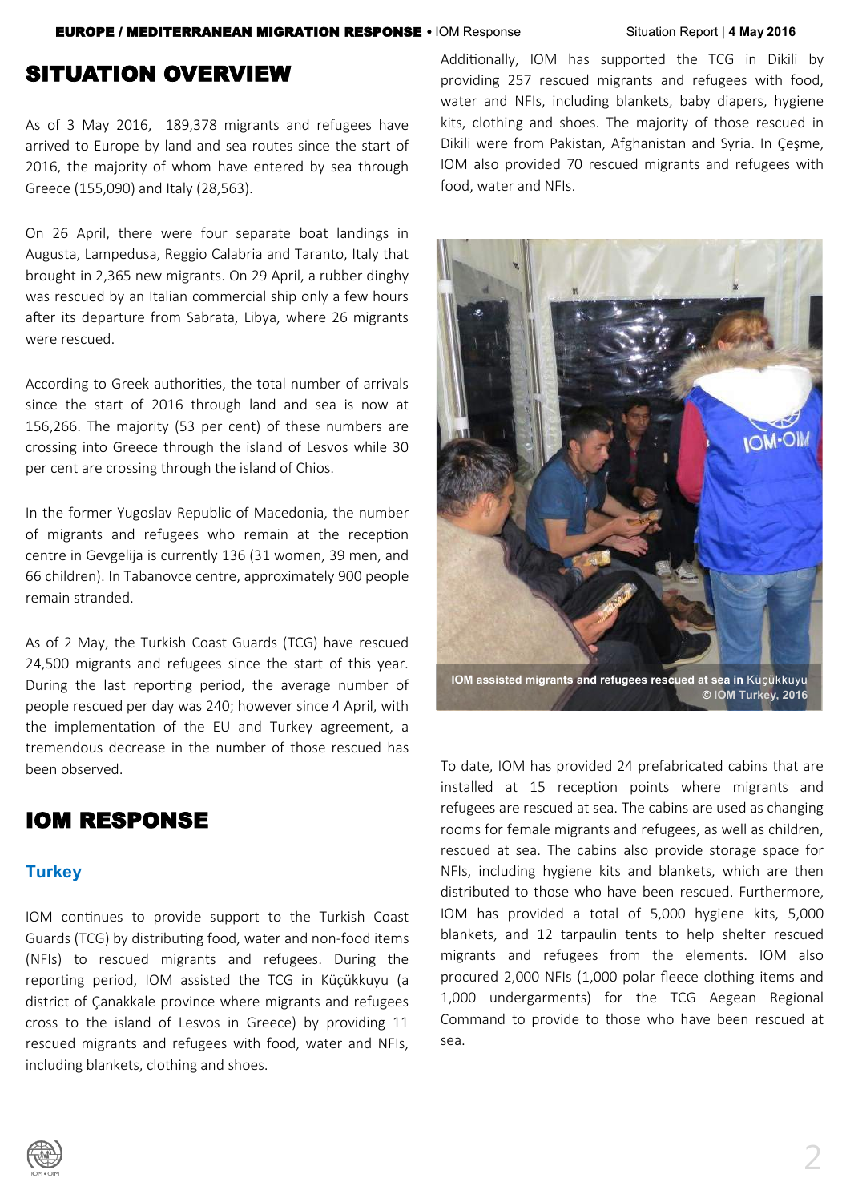## SITUATION OVERVIEW

As of 3 May 2016, 189,378 migrants and refugees have arrived to Europe by land and sea routes since the start of 2016, the majority of whom have entered by sea through Greece (155,090) and Italy (28,563).

On 26 April, there were four separate boat landings in Augusta, Lampedusa, Reggio Calabria and Taranto, Italy that brought in 2,365 new migrants. On 29 April, a rubber dinghy was rescued by an Italian commercial ship only a few hours after its departure from Sabrata, Libya, where 26 migrants were rescued.

According to Greek authorities, the total number of arrivals since the start of 2016 through land and sea is now at 156,266. The majority (53 per cent) of these numbers are crossing into Greece through the island of Lesvos while 30 per cent are crossing through the island of Chios.

In the former Yugoslav Republic of Macedonia, the number of migrants and refugees who remain at the reception centre in Gevgelija is currently 136 (31 women, 39 men, and 66 children). In Tabanovce centre, approximately 900 people remain stranded.

As of 2 May, the Turkish Coast Guards (TCG) have rescued 24,500 migrants and refugees since the start of this year. During the last reporting period, the average number of people rescued per day was 240; however since 4 April, with the implementation of the EU and Turkey agreement, a tremendous decrease in the number of those rescued has been observed.

## IOM RESPONSE

### Turkey

IOM continues to provide support to the Turkish Coast Guards (TCG) by distributing food, water and non-food items (NFIs) to rescued migrants and refugees. During the reporting period, IOM assisted the TCG in Küçükkuyu (a district of Çanakkale province where migrants and refugees cross to the island of Lesvos in Greece) by providing 11 rescued migrants and refugees with food, water and NFIs, including blankets, clothing and shoes.

Additionally, IOM has supported the TCG in Dikili by providing 257 rescued migrants and refugees with food, water and NFIs, including blankets, baby diapers, hygiene kits, clothing and shoes. The majority of those rescued in Dikili were from Pakistan, Afghanistan and Syria. In Çeşme, IOM also provided 70 rescued migrants and refugees with food, water and NFIs.

**IOM assisted migrants and refugees rescued at sea in** Küçükkuyu **© IOM Turkey, 2016**

To date, IOM has provided 24 prefabricated cabins that are installed at 15 reception points where migrants and refugees are rescued at sea. The cabins are used as changing rooms for female migrants and refugees, as well as children, rescued at sea. The cabins also provide storage space for NFIs, including hygiene kits and blankets, which are then distributed to those who have been rescued. Furthermore, IOM has provided a total of 5,000 hygiene kits, 5,000 blankets, and 12 tarpaulin tents to help shelter rescued migrants and refugees from the elements. IOM also procured 2,000 NFIs (1,000 polar fleece clothing items and 1,000 undergarments) for the TCG Aegean Regional Command to provide to those who have been rescued at sea.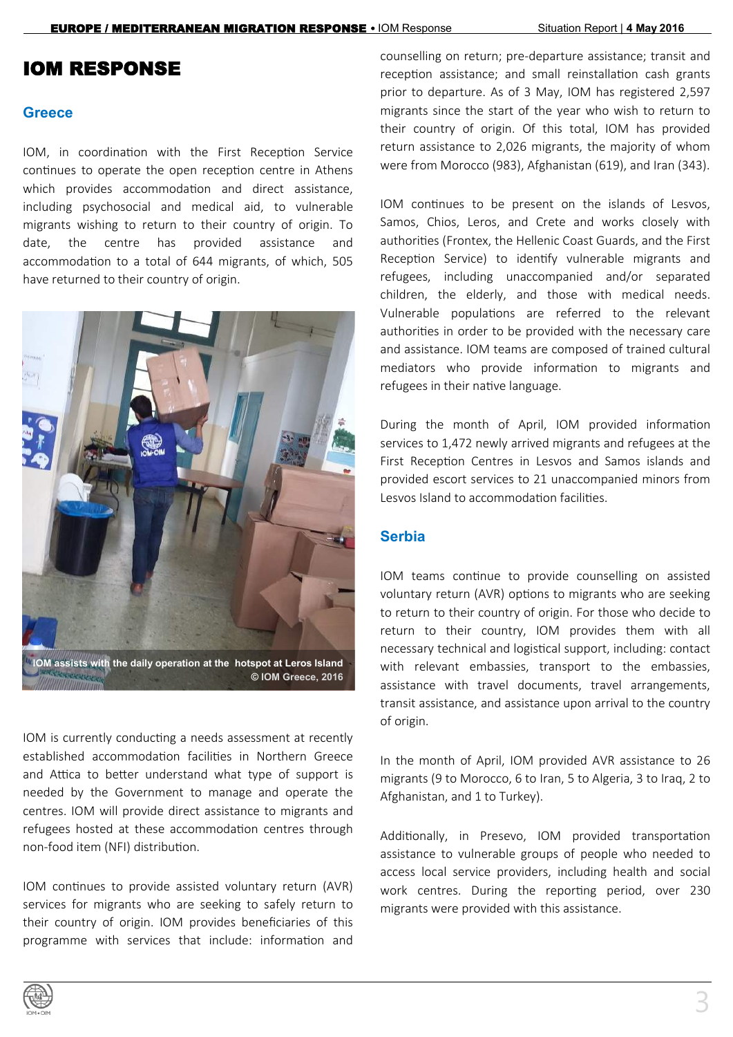# IOM RESPONSE

## Greece

IOM, in coordination with the First Reception Service continues to operate the open reception centre in Athens which provides accommodation and direct assistance, including psychosocial and medical aid, to vulnerable migrants wishing to return to their country of origin. To date, the centre has provided assistance and accommodation to a total of 644 migrants, of which, 505 have returned to their country of origin.

IOM assists with the daily operation at the hotspot at Leros Island © IOM Greece, 2016

IOM is currently conducting a needs assessment at recently established accommodation facilities in Northern Greece and Attica to better understand what type of support is needed by the Government to manage and operate the centres. IOM will provide direct assistance to migrants and refugees hosted at these accommodation centres through non-food item (NFI) distribution.

IOM continues to provide assisted voluntary return (AVR) services for migrants who are seeking to safely return to their country of origin. IOM provides beneficiaries of this programme with services that include: information and counselling on return; pre-departure assistance; transit and reception assistance; and small reinstallation cash grants prior to departure. As of 3 May, IOM has registered 2,597 migrants since the start of the year who wish to return to their country of origin. Of this total, IOM has provided return assistance to 2,026 migrants, the majority of whom were from Morocco (983), Afghanistan (619), and Iran (343).

IOM continues to be present on the islands of Lesvos, Samos, Chios, Leros, and Crete and works closely with authorities (Frontex, the Hellenic Coast Guards, and the First Reception Service) to identify vulnerable migrants and refugees, including unaccompanied and/or separated children, the elderly, and those with medical needs. Vulnerable populations are referred to the relevant authorities in order to be provided with the necessary care and assistance. IOM teams are composed of trained cultural mediators who provide information to migrants and refugees in their native language.

During the month of April, IOM provided information services to 1,472 newly arrived migrants and refugees at the First Reception Centres in Lesvos and Samos islands and provided escort services to 21 unaccompanied minors from Lesvos Island to accommodation facilities.

## Serbia

IOM teams continue to provide counselling on assisted voluntary return (AVR) options to migrants who are seeking to return to their country of origin. For those who decide to return to their country, IOM provides them with all necessary technical and logistical support, including: contact with relevant embassies, transport to the embassies, assistance with travel documents, travel arrangements, transit assistance, and assistance upon arrival to the country of origin.

In the month of April, IOM provided AVR assistance to 26 migrants (9 to Morocco, 6 to Iran, 5 to Algeria, 3 to Iraq, 2 to Afghanistan, and 1 to Turkey).

Additionally, in Presevo, IOM provided transportation assistance to vulnerable groups of people who needed to access local service providers, including health and social work centres. During the reporting period, over 230 migrants were provided with this assistance.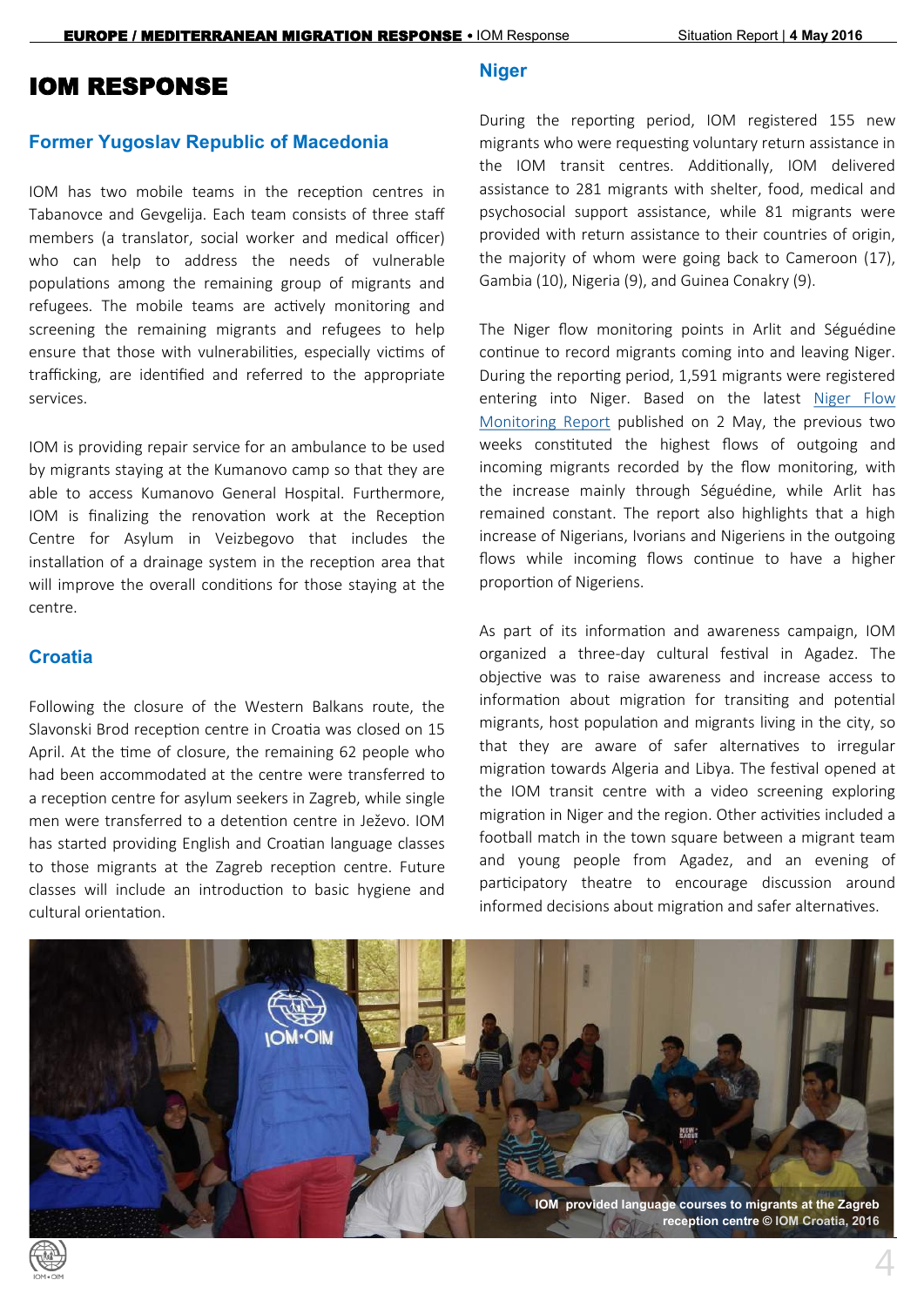# IOM RESPONSE

## Former Yugoslav Republic of Macedonia

IOM has two mobile teams in the reception centres in Tabanovce and Gevgelija. Each team consists of three staff members (a translator, social worker and medical officer) who can help to address the needs of vulnerable populations among the remaining group of migrants and refugees. The mobile teams are actively monitoring and screening the remaining migrants and refugees to help ensure that those with vulnerabilities, especially victims of trafficking, are identified and referred to the appropriate services.

IOM is providing repair service for an ambulance to be used by migrants staying at the Kumanovo camp so that they are able to access Kumanovo General Hospital. Furthermore, IOM is finalizing the renovation work at the Reception Centre for Asylum in Veizbegovo that includes the installation of a drainage system in the reception area that will improve the overall conditions for those staying at the centre.

## Croatia

Following the closure of the Western Balkans route, the Slavonski Brod reception centre in Croatia was closed on 15 April. At the time of closure, the remaining 62 people who had been accommodated at the centre were transferred to a reception centre for asylum seekers in Zagreb, while single men were transferred to a detention centre in Ježevo. IOM has started providing English and Croatian language classes to those migrants at the Zagreb reception centre. Future classes will include an introduction to basic hygiene and cultural orientation.

## Niger

During the reporting period, IOM registered 155 new migrants who were requesting voluntary return assistance in the IOM transit centres. Additionally, IOM delivered assistance to 281 migrants with shelter, food, medical and psychosocial support assistance, while 81 migrants were provided with return assistance to their countries of origin, the majority of whom were going back to Cameroon (17), Gambia (10), Nigeria (9), and Guinea Conakry (9).

The Niger flow monitoring points in Arlit and Séguédine continue to record migrants coming into and leaving Niger. During the reporting period, 1,591 migrants were registered entering into Niger. Based on the latest Niger Flow Monitoring Report published on 2 May, the previous two weeks constituted the highest flows of outgoing and incoming migrants recorded by the flow monitoring, with the increase mainly through Séguédine, while Arlit has remained constant. The report also highlights that a high increase of Nigerians, Ivorians and Nigeriens in the outgoing flows while incoming flows continue to have a higher proportion of Nigeriens.

As part of its information and awareness campaign, IOM organized a three-day cultural festival in Agadez. The objective was to raise awareness and increase access to information about migration for transiting and potential migrants, host population and migrants living in the city, so that they are aware of safer alternatives to irregular migration towards Algeria and Libya. The festival opened at the IOM transit centre with a video screening exploring migration in Niger and the region. Other activities included a football match in the town square between a migrant team and young people from Agadez, and an evening of participatory theatre to encourage discussion around informed decisions about migration and safer alternatives.

IOM provided language courses to migrants at the Zagreb reception centre © IOM Croatia, 2016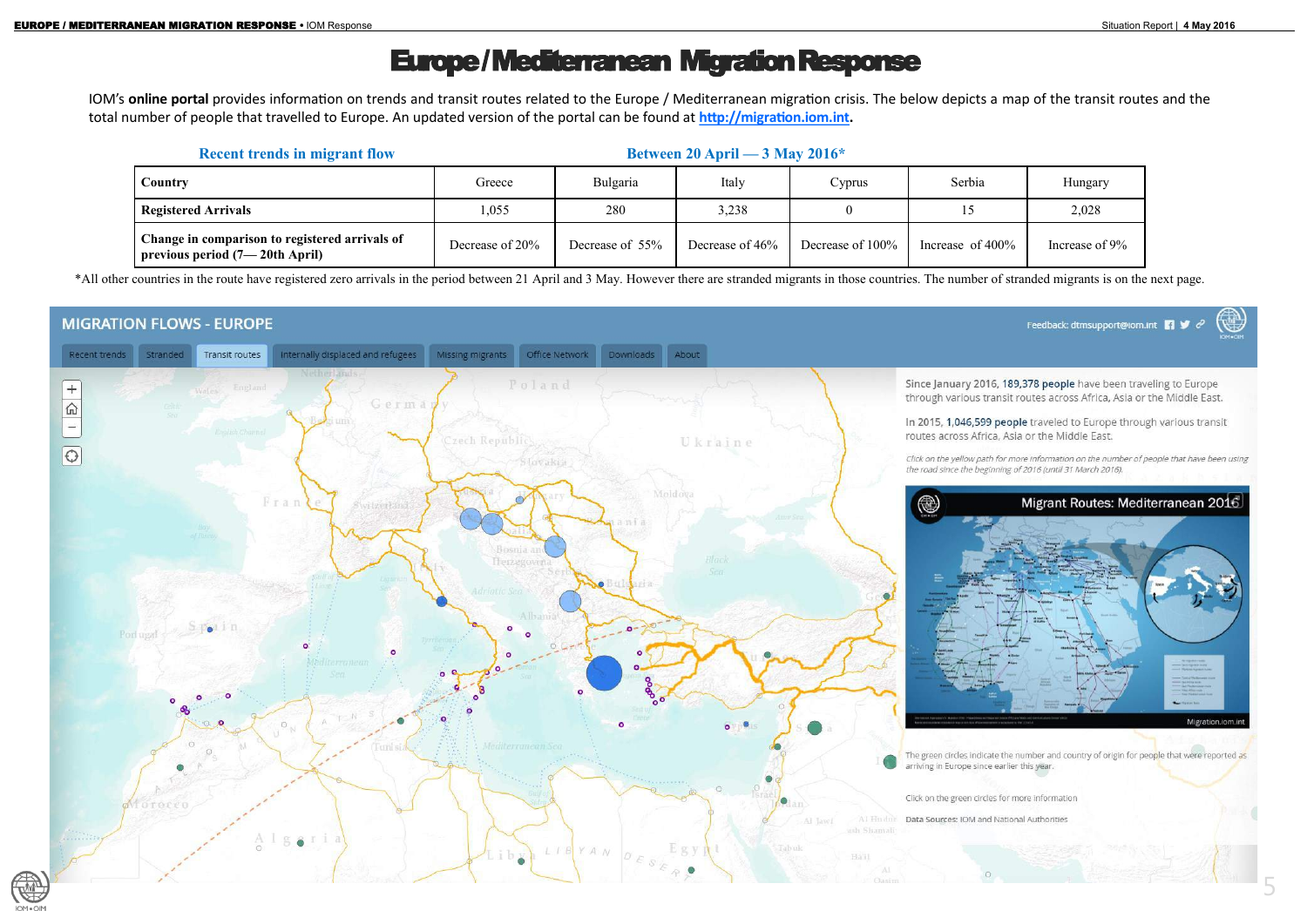# Europe / Mediterranean Migration Response

IOM's **online portal** provides information on trends and transit routes related to the Europe / Mediterranean migration crisis. The below depicts a map of the transit routes and the total number of people that travelled to Europe. An updated version of the portal can be found at **http://migration.iom.int**.

**Recent trends in migrant flow** — **Between 20 April — 3 May 2016***

| Country | Greece | Bulgaria | Italy | Cyprus | Serbia | Hungary |
|---|---|---|---|---|---|---|
| **Registered Arrivals** | 1,055 | 280 | 3,238 | 0 | 15 | 2,028 |
| **Change in comparison to registered arrivals of previous period (7— 20th April)** | Decrease of 20% | Decrease of 55% | Decrease of 46% | Decrease of 100% | Increase of 400% | Increase of 9% |

*All other countries in the route have registered zero arrivals in the period between 21 April and 3 May. However there are stranded migrants in those countries. The number of stranded migrants is on the next page.

## MIGRATION FLOWS - EUROPE

Recent trends | Stranded | Transit routes | Internally displaced and refugees | Missing migrants | Office Network | Downloads | About

Feedback: dtmsupport@iom.int

Since January 2016, 189,378 people have been traveling to Europe through various transit routes across Africa, Asia or the Middle East.

In 2015, 1,046,599 people traveled to Europe through various transit routes across Africa, Asia or the Middle East.

*Click on the yellow path for more information on the number of people that have been using the road since the beginning of 2016 (until 31 March 2016).*

Migrant Routes: Mediterranean 2016

The green circles indicate the number and country of origin for people that were reported as arriving in Europe since earlier this year.

Click on the green circles for more information

Data Sources: IOM and National Authorities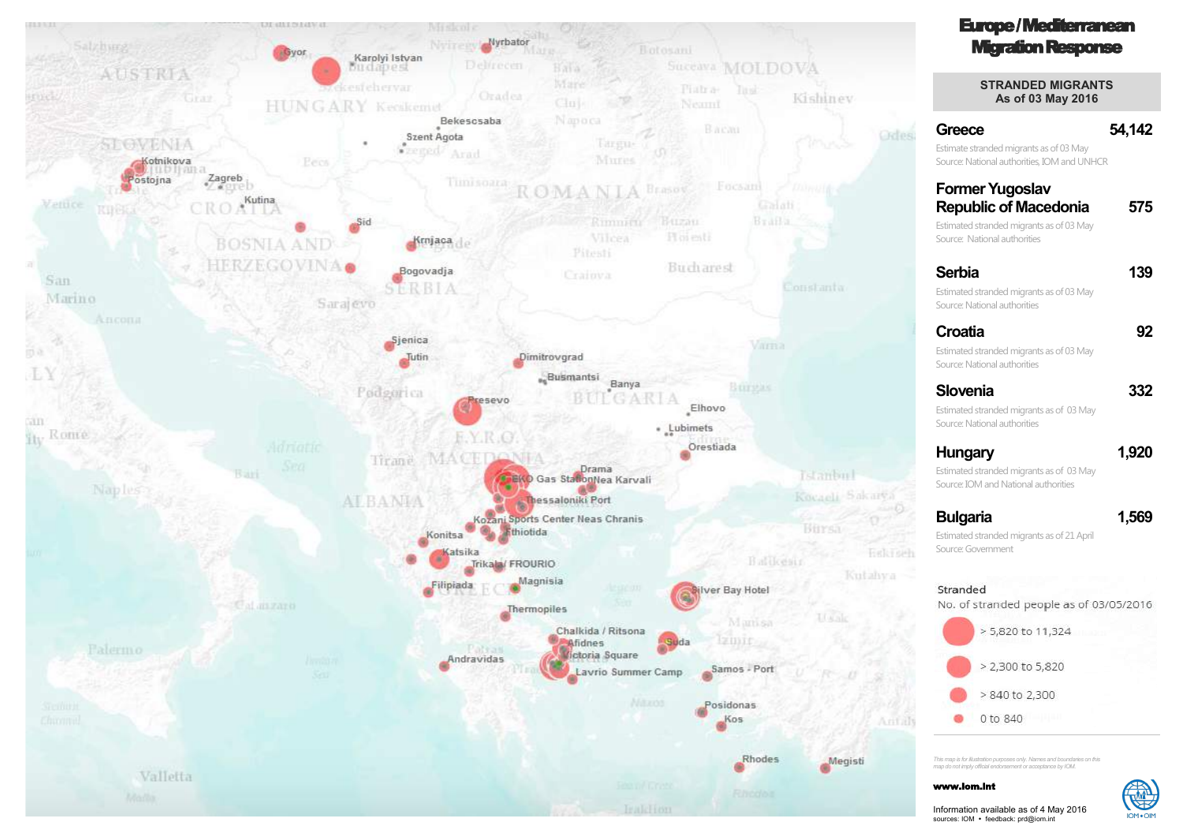# Europe / Mediterranean Migration Response

## STRANDED MIGRANTS
## As of 03 May 2016

**Greece** 54,142
Estimate stranded migrants as of 03 May
Source: National authorities, IOM and UNHCR

**Former Yugoslav Republic of Macedonia** 575
Estimated stranded migrants as of 03 May
Source: National authorities

**Serbia** 139
Estimated stranded migrants as of 03 May
Source: National authorities

**Croatia** 92
Estimated stranded migrants as of 03 May
Source: National authorities

**Slovenia** 332
Estimated stranded migrants as of 03 May
Source: National authorities

**Hungary** 1,920
Estimated stranded migrants as of 03 May
Source: IOM and National authorities

**Bulgaria** 1,569
Estimated stranded migrants as of 21 April
Source: Government

Stranded
No. of stranded people as of 03/05/2016

> 5,820 to 11,324
> 2,300 to 5,820
> 840 to 2,300
0 to 840

Gyor
Karolyi Istvan
Nyrbator
Bekescsaba
Szent Agota
Kotnikova
Postojna
Zagreb
Kutina
Sid
Krnjaca
Bogovadja
Sjenica
Tutin
Dimitrovgrad
Busmantsi
Banya
Elhovo
Lubimets
Orestiada
Presevo
EKO Gas Station
Drama
Nea Karvali
Thessaloniki Port
Kozani
Sports Center Neas Chranis
Ethiotida
Konitsa
Katsika
Trikala / FROURIO
Filipiada
Magnisia
Thermopiles
Silver Bay Hotel
Chalkida / Ritsona
Afidnes
Victoria Square
Souda
Andravidas
Lavrio Summer Camp
Samos - Port
Posidonas
Kos
Rhodes
Megisti

*This map is for illustration purposes only. Names and boundaries on this map do not imply official endorsement or acceptance by IOM.*

www.iom.int

Information available as of 4 May 2016
sources: IOM • feedback: prd@iom.int

IOM • OIM